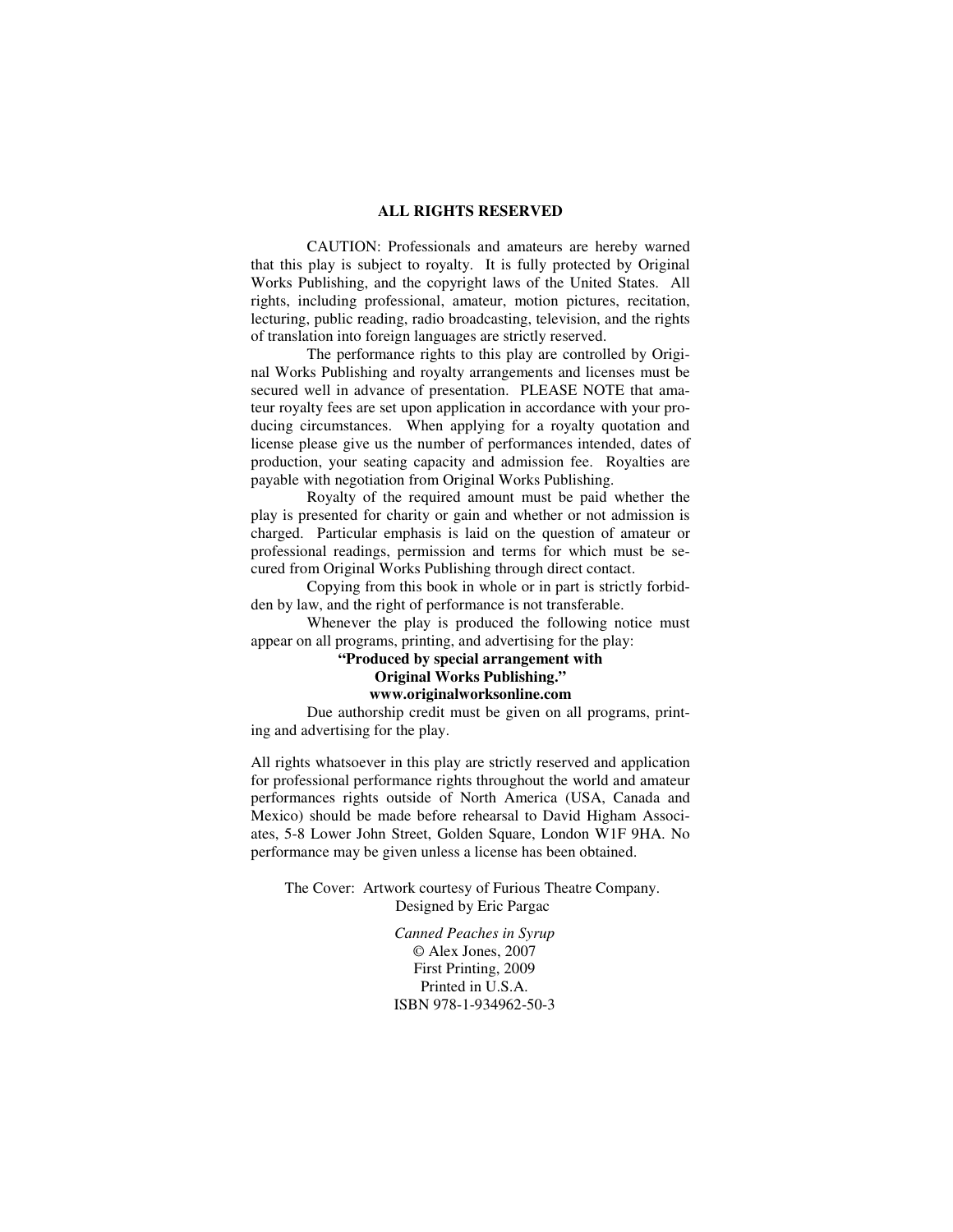## ALL RIGHTS RESERVED

CAUTION: Professionals and amateurs are hereby warned that this play is subject to royalty. It is fully protected by Original Works Publishing, and the copyright laws of the United States. All rights, including professional, amateur, motion pictures, recitation, lecturing, public reading, radio broadcasting, television, and the rights of translation into foreign languages are strictly reserved.

The performance rights to this play are controlled by Original Works Publishing and royalty arrangements and licenses must be secured well in advance of presentation. PLEASE NOTE that amateur royalty fees are set upon application in accordance with your producing circumstances. When applying for a royalty quotation and license please give us the number of performances intended, dates of production, your seating capacity and admission fee. Royalties are payable with negotiation from Original Works Publishing.

Royalty of the required amount must be paid whether the play is presented for charity or gain and whether or not admission is charged. Particular emphasis is laid on the question of amateur or professional readings, permission and terms for which must be secured from Original Works Publishing through direct contact.

Copying from this book in whole or in part is strictly forbidden by law, and the right of performance is not transferable.

Whenever the play is produced the following notice must appear on all programs, printing, and advertising for the play:

**"Produced by special arrangement with Original Works Publishing."**
**www.originalworksonline.com**

Due authorship credit must be given on all programs, printing and advertising for the play.

All rights whatsoever in this play are strictly reserved and application for professional performance rights throughout the world and amateur performances rights outside of North America (USA, Canada and Mexico) should be made before rehearsal to David Higham Associates, 5-8 Lower John Street, Golden Square, London W1F 9HA. No performance may be given unless a license has been obtained.

The Cover: Artwork courtesy of Furious Theatre Company.
Designed by Eric Pargac

*Canned Peaches in Syrup*
© Alex Jones, 2007
First Printing, 2009
Printed in U.S.A.
ISBN 978-1-934962-50-3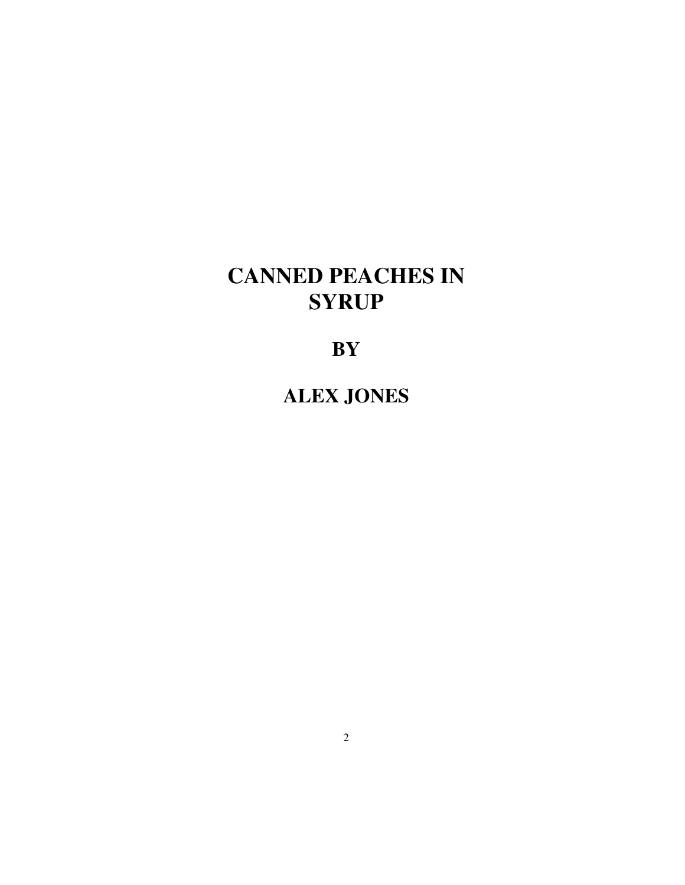# CANNED PEACHES IN SYRUP

## BY

## ALEX JONES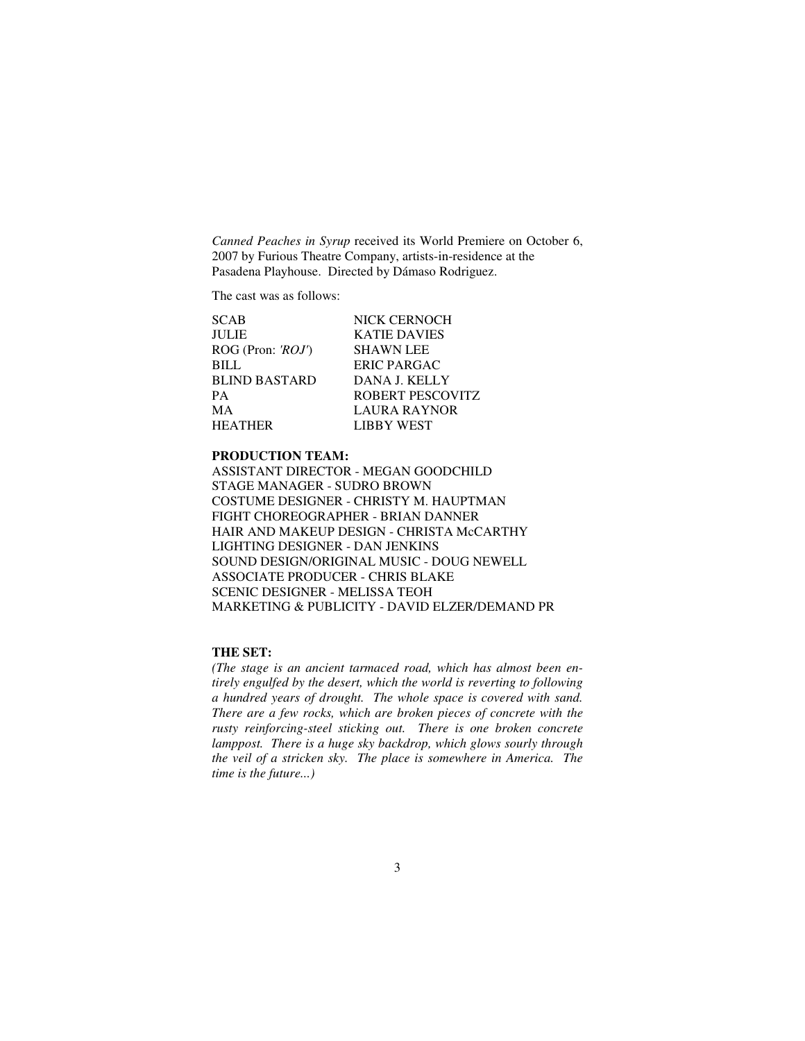*Canned Peaches in Syrup* received its World Premiere on October 6, 2007 by Furious Theatre Company, artists-in-residence at the Pasadena Playhouse. Directed by Dámaso Rodriguez.

The cast was as follows:

| | |
|---|---|
| SCAB | NICK CERNOCH |
| JULIE | KATIE DAVIES |
| ROG (Pron: *'ROJ'*) | SHAWN LEE |
| BILL | ERIC PARGAC |
| BLIND BASTARD | DANA J. KELLY |
| PA | ROBERT PESCOVITZ |
| MA | LAURA RAYNOR |
| HEATHER | LIBBY WEST |

**PRODUCTION TEAM:**

ASSISTANT DIRECTOR - MEGAN GOODCHILD
STAGE MANAGER - SUDRO BROWN
COSTUME DESIGNER - CHRISTY M. HAUPTMAN
FIGHT CHOREOGRAPHER - BRIAN DANNER
HAIR AND MAKEUP DESIGN - CHRISTA McCARTHY
LIGHTING DESIGNER - DAN JENKINS
SOUND DESIGN/ORIGINAL MUSIC - DOUG NEWELL
ASSOCIATE PRODUCER - CHRIS BLAKE
SCENIC DESIGNER - MELISSA TEOH
MARKETING & PUBLICITY - DAVID ELZER/DEMAND PR

**THE SET:**

*(The stage is an ancient tarmaced road, which has almost been entirely engulfed by the desert, which the world is reverting to following a hundred years of drought. The whole space is covered with sand. There are a few rocks, which are broken pieces of concrete with the rusty reinforcing-steel sticking out. There is one broken concrete lamppost. There is a huge sky backdrop, which glows sourly through the veil of a stricken sky. The place is somewhere in America. The time is the future...)*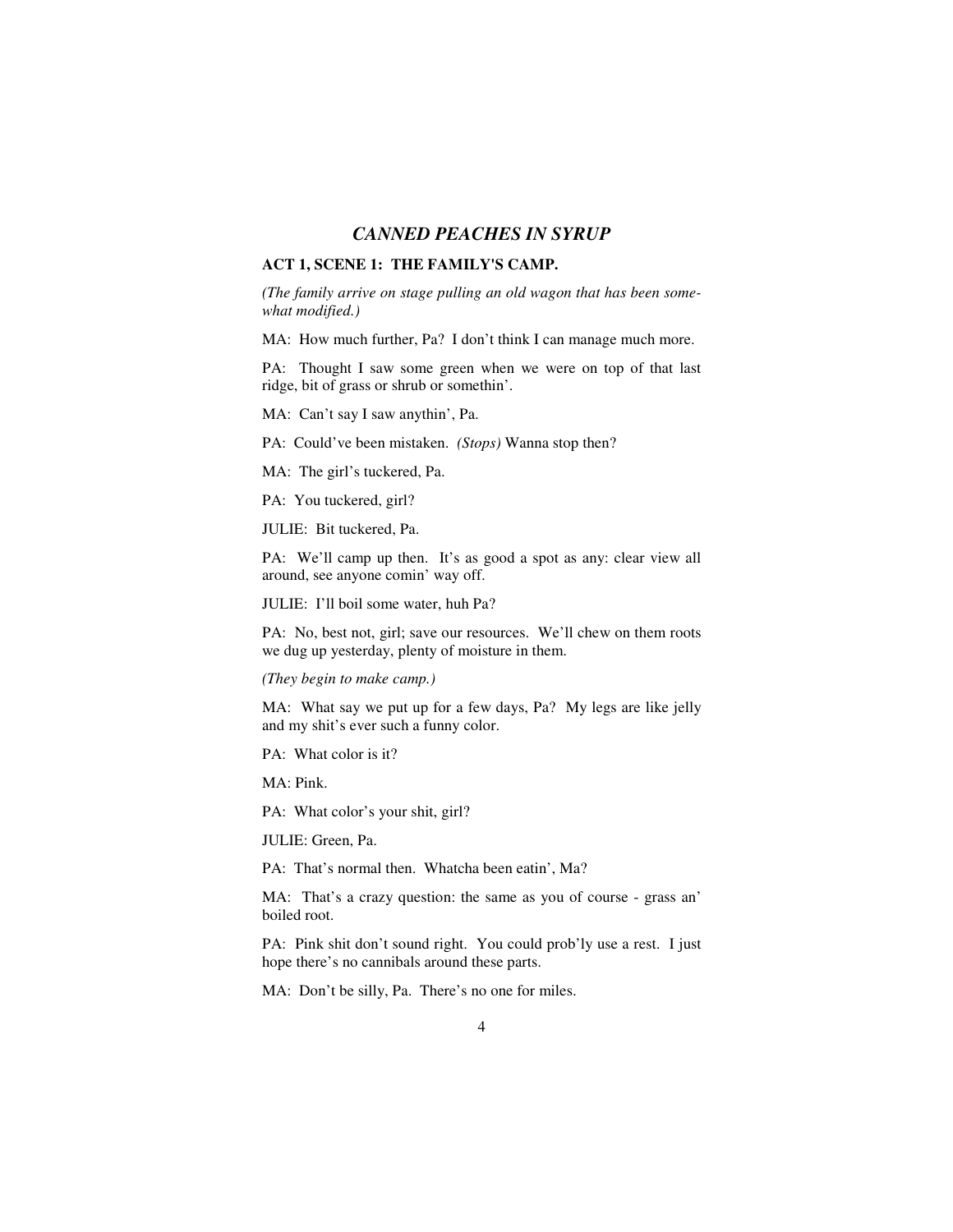## *CANNED PEACHES IN SYRUP*

### ACT 1, SCENE 1: THE FAMILY'S CAMP.

*(The family arrive on stage pulling an old wagon that has been somewhat modified.)*

MA: How much further, Pa? I don't think I can manage much more.

PA: Thought I saw some green when we were on top of that last ridge, bit of grass or shrub or somethin'.

MA: Can't say I saw anythin', Pa.

PA: Could've been mistaken. *(Stops)* Wanna stop then?

MA: The girl's tuckered, Pa.

PA: You tuckered, girl?

JULIE: Bit tuckered, Pa.

PA: We'll camp up then. It's as good a spot as any: clear view all around, see anyone comin' way off.

JULIE: I'll boil some water, huh Pa?

PA: No, best not, girl; save our resources. We'll chew on them roots we dug up yesterday, plenty of moisture in them.

*(They begin to make camp.)*

MA: What say we put up for a few days, Pa? My legs are like jelly and my shit's ever such a funny color.

PA: What color is it?

MA: Pink.

PA: What color's your shit, girl?

JULIE: Green, Pa.

PA: That's normal then. Whatcha been eatin', Ma?

MA: That's a crazy question: the same as you of course - grass an' boiled root.

PA: Pink shit don't sound right. You could prob'ly use a rest. I just hope there's no cannibals around these parts.

MA: Don't be silly, Pa. There's no one for miles.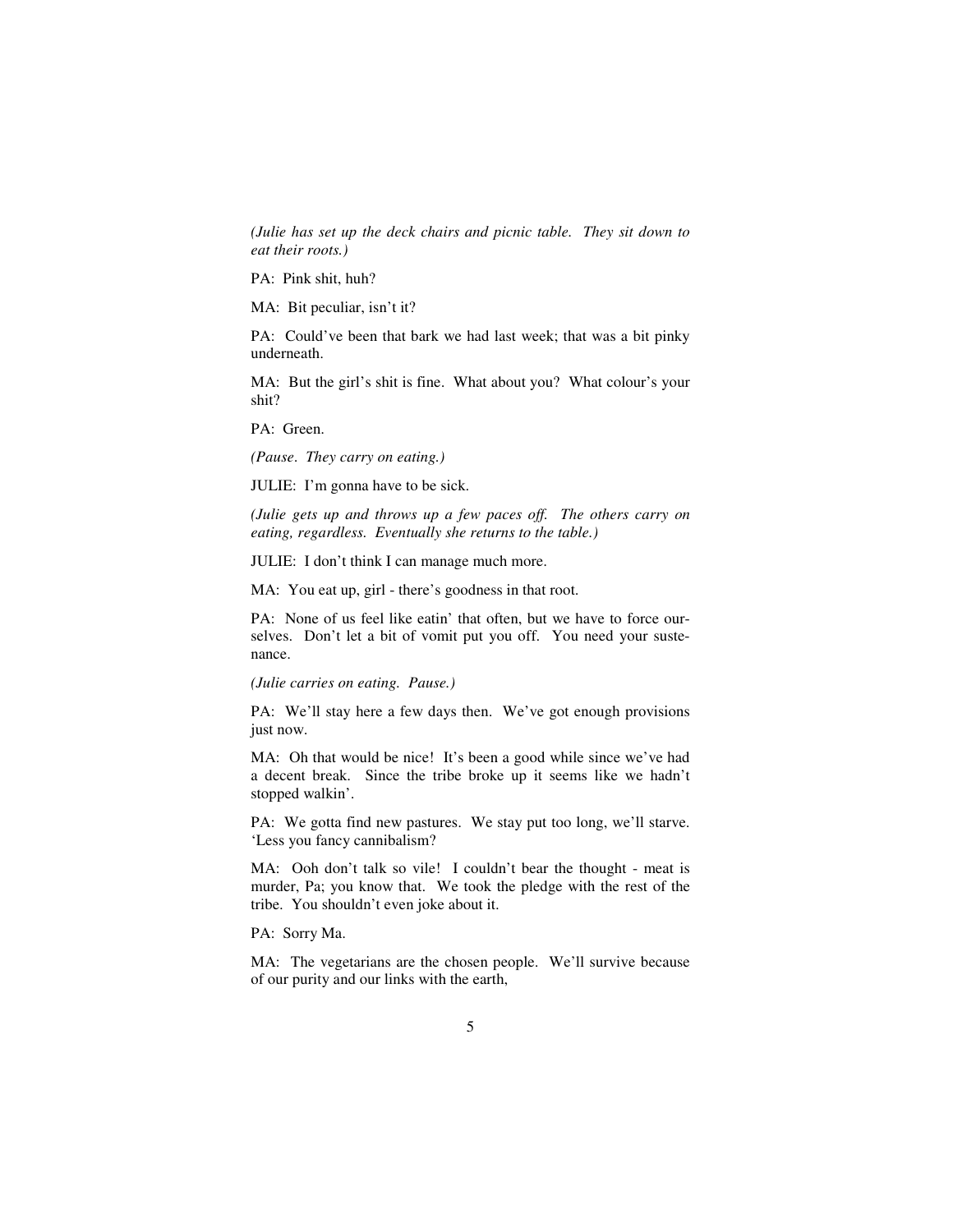*(Julie has set up the deck chairs and picnic table. They sit down to eat their roots.)*

PA: Pink shit, huh?

MA: Bit peculiar, isn't it?

PA: Could've been that bark we had last week; that was a bit pinky underneath.

MA: But the girl's shit is fine. What about you? What colour's your shit?

PA: Green.

*(Pause. They carry on eating.)*

JULIE: I'm gonna have to be sick.

*(Julie gets up and throws up a few paces off. The others carry on eating, regardless. Eventually she returns to the table.)*

JULIE: I don't think I can manage much more.

MA: You eat up, girl - there's goodness in that root.

PA: None of us feel like eatin' that often, but we have to force ourselves. Don't let a bit of vomit put you off. You need your sustenance.

*(Julie carries on eating. Pause.)*

PA: We'll stay here a few days then. We've got enough provisions just now.

MA: Oh that would be nice! It's been a good while since we've had a decent break. Since the tribe broke up it seems like we hadn't stopped walkin'.

PA: We gotta find new pastures. We stay put too long, we'll starve. 'Less you fancy cannibalism?

MA: Ooh don't talk so vile! I couldn't bear the thought - meat is murder, Pa; you know that. We took the pledge with the rest of the tribe. You shouldn't even joke about it.

PA: Sorry Ma.

MA: The vegetarians are the chosen people. We'll survive because of our purity and our links with the earth,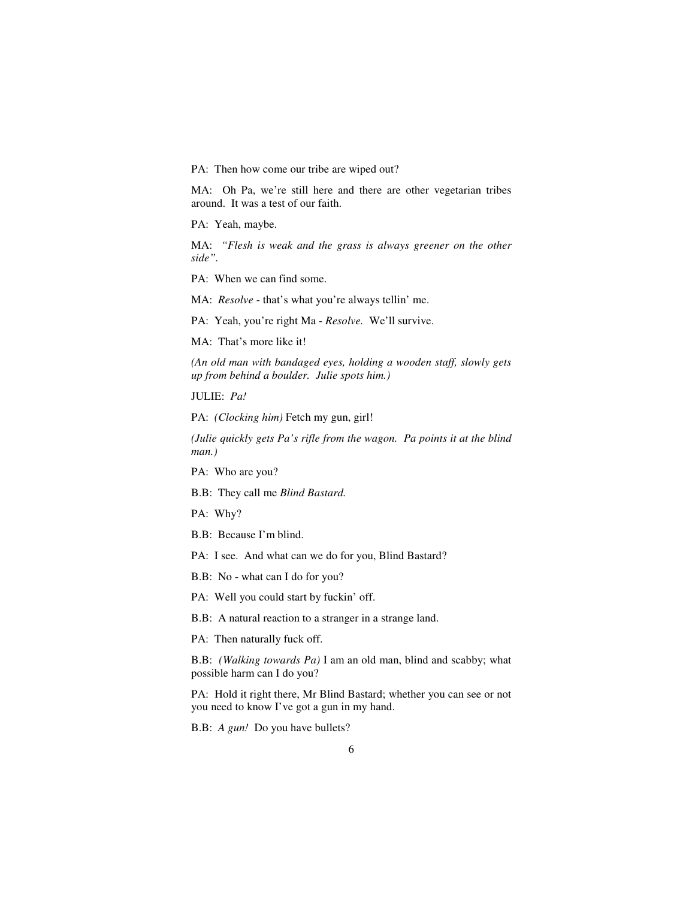PA: Then how come our tribe are wiped out?

MA: Oh Pa, we're still here and there are other vegetarian tribes around. It was a test of our faith.

PA: Yeah, maybe.

MA: *"Flesh is weak and the grass is always greener on the other side".*

PA: When we can find some.

MA: *Resolve* - that's what you're always tellin' me.

PA: Yeah, you're right Ma - *Resolve.* We'll survive.

MA: That's more like it!

*(An old man with bandaged eyes, holding a wooden staff, slowly gets up from behind a boulder. Julie spots him.)*

JULIE: *Pa!*

PA: *(Clocking him)* Fetch my gun, girl!

*(Julie quickly gets Pa's rifle from the wagon. Pa points it at the blind man.)*

PA: Who are you?

B.B: They call me *Blind Bastard.*

PA: Why?

B.B: Because I'm blind.

PA: I see. And what can we do for you, Blind Bastard?

B.B: No - what can I do for you?

PA: Well you could start by fuckin' off.

B.B: A natural reaction to a stranger in a strange land.

PA: Then naturally fuck off.

B.B: *(Walking towards Pa)* I am an old man, blind and scabby; what possible harm can I do you?

PA: Hold it right there, Mr Blind Bastard; whether you can see or not you need to know I've got a gun in my hand.

B.B: *A gun!* Do you have bullets?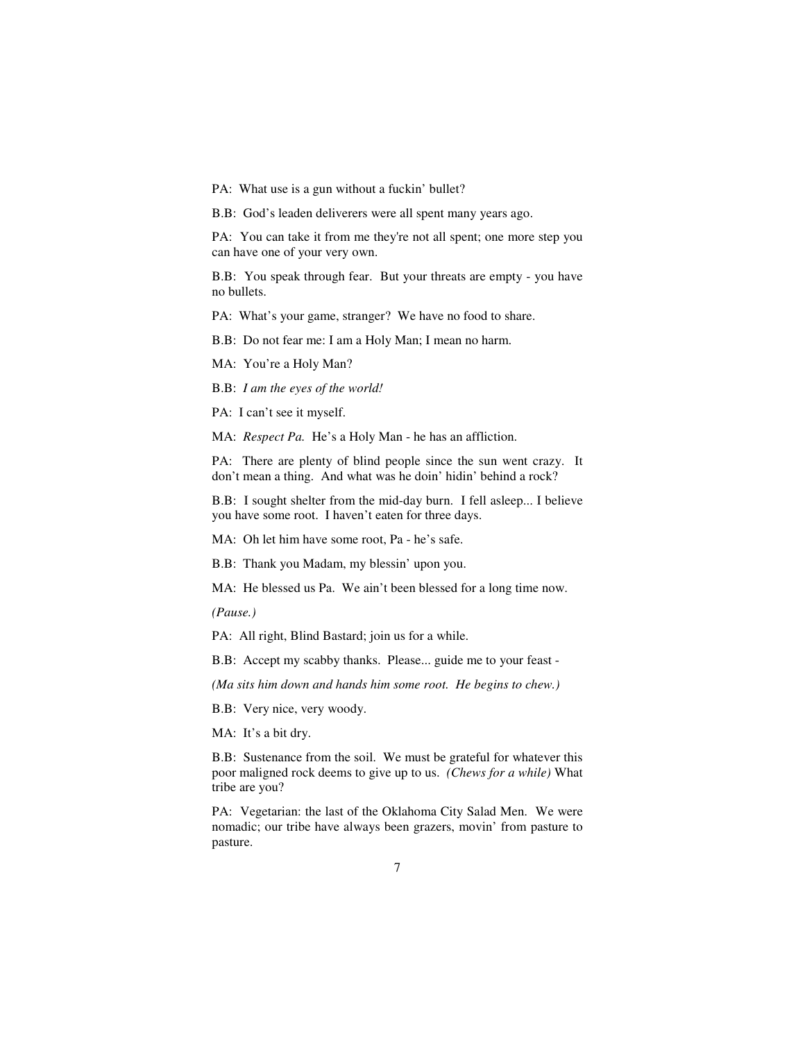PA: What use is a gun without a fuckin' bullet?

B.B: God's leaden deliverers were all spent many years ago.

PA: You can take it from me they're not all spent; one more step you can have one of your very own.

B.B: You speak through fear. But your threats are empty - you have no bullets.

PA: What's your game, stranger? We have no food to share.

B.B: Do not fear me: I am a Holy Man; I mean no harm.

MA: You're a Holy Man?

B.B: *I am the eyes of the world!*

PA: I can't see it myself.

MA: *Respect Pa.* He's a Holy Man - he has an affliction.

PA: There are plenty of blind people since the sun went crazy. It don't mean a thing. And what was he doin' hidin' behind a rock?

B.B: I sought shelter from the mid-day burn. I fell asleep... I believe you have some root. I haven't eaten for three days.

MA: Oh let him have some root, Pa - he's safe.

B.B: Thank you Madam, my blessin' upon you.

MA: He blessed us Pa. We ain't been blessed for a long time now.

*(Pause.)*

PA: All right, Blind Bastard; join us for a while.

B.B: Accept my scabby thanks. Please... guide me to your feast -

*(Ma sits him down and hands him some root. He begins to chew.)*

B.B: Very nice, very woody.

MA: It's a bit dry.

B.B: Sustenance from the soil. We must be grateful for whatever this poor maligned rock deems to give up to us. *(Chews for a while)* What tribe are you?

PA: Vegetarian: the last of the Oklahoma City Salad Men. We were nomadic; our tribe have always been grazers, movin' from pasture to pasture.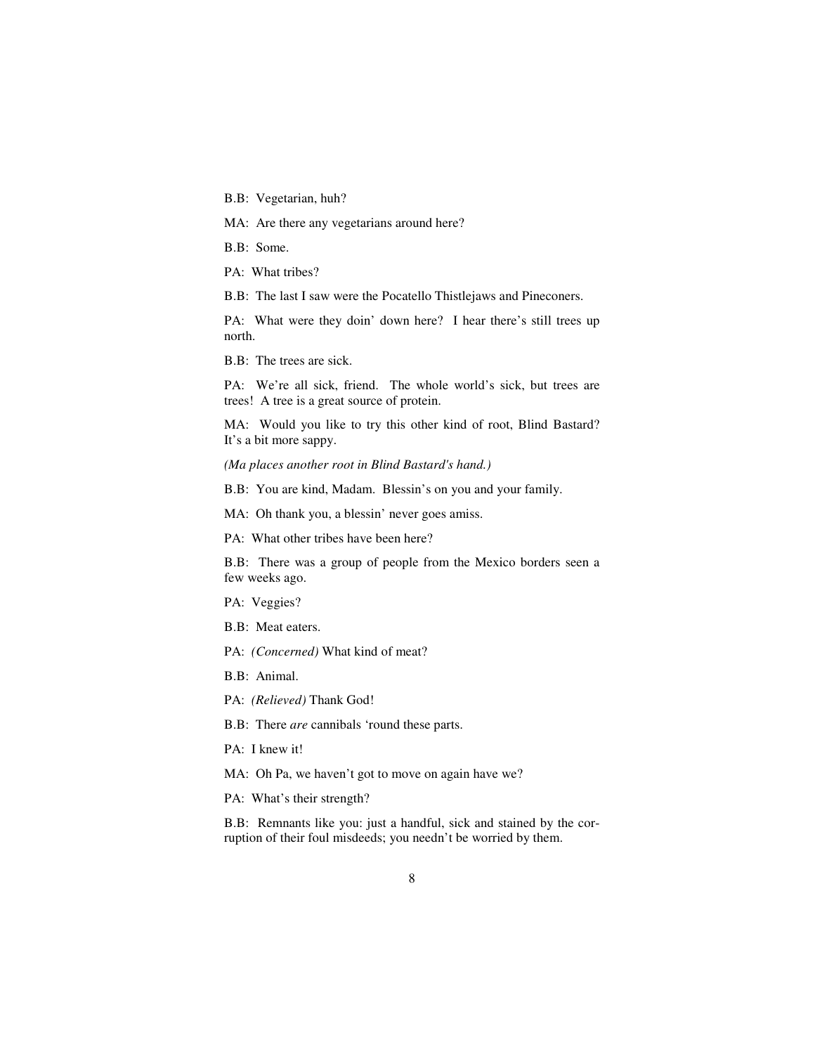B.B: Vegetarian, huh?

MA: Are there any vegetarians around here?

B.B: Some.

PA: What tribes?

B.B: The last I saw were the Pocatello Thistlejaws and Pineconers.

PA: What were they doin' down here? I hear there's still trees up north.

B.B: The trees are sick.

PA: We're all sick, friend. The whole world's sick, but trees are trees! A tree is a great source of protein.

MA: Would you like to try this other kind of root, Blind Bastard? It's a bit more sappy.

*(Ma places another root in Blind Bastard's hand.)*

B.B: You are kind, Madam. Blessin's on you and your family.

MA: Oh thank you, a blessin' never goes amiss.

PA: What other tribes have been here?

B.B: There was a group of people from the Mexico borders seen a few weeks ago.

PA: Veggies?

B.B: Meat eaters.

PA: *(Concerned)* What kind of meat?

B.B: Animal.

PA: *(Relieved)* Thank God!

B.B: There *are* cannibals 'round these parts.

PA: I knew it!

MA: Oh Pa, we haven't got to move on again have we?

PA: What's their strength?

B.B: Remnants like you: just a handful, sick and stained by the corruption of their foul misdeeds; you needn't be worried by them.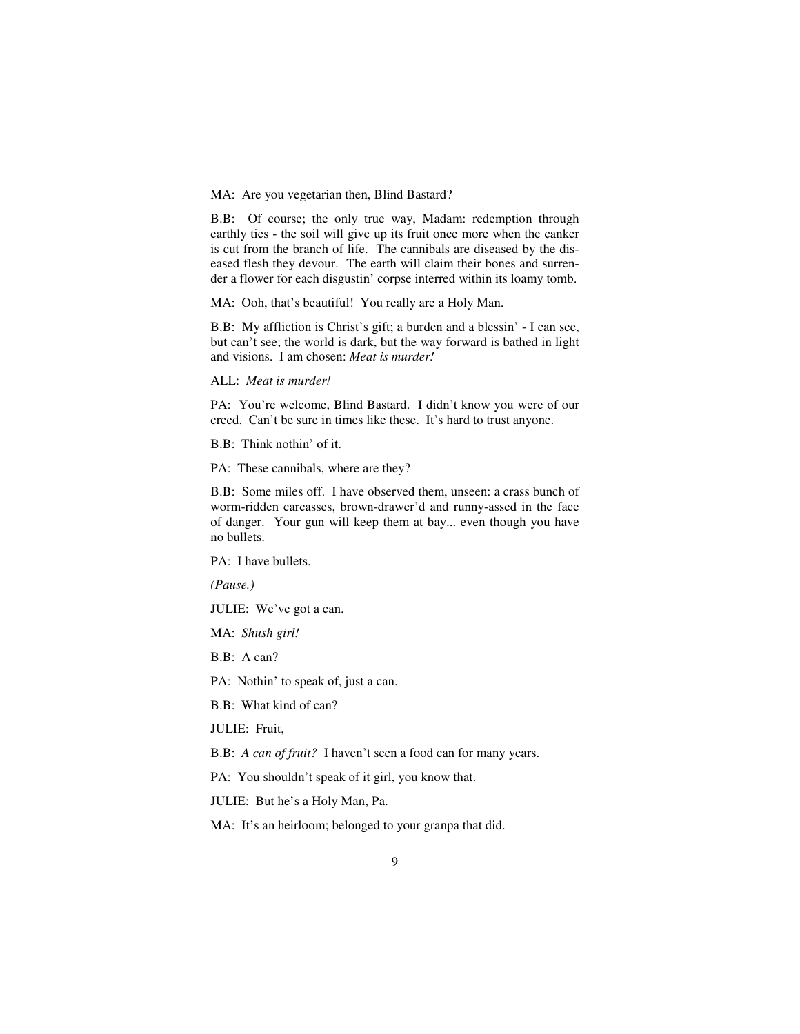MA: Are you vegetarian then, Blind Bastard?

B.B: Of course; the only true way, Madam: redemption through earthly ties - the soil will give up its fruit once more when the canker is cut from the branch of life. The cannibals are diseased by the diseased flesh they devour. The earth will claim their bones and surrender a flower for each disgustin' corpse interred within its loamy tomb.

MA: Ooh, that's beautiful! You really are a Holy Man.

B.B: My affliction is Christ's gift; a burden and a blessin' - I can see, but can't see; the world is dark, but the way forward is bathed in light and visions. I am chosen: *Meat is murder!*

ALL: *Meat is murder!*

PA: You're welcome, Blind Bastard. I didn't know you were of our creed. Can't be sure in times like these. It's hard to trust anyone.

B.B: Think nothin' of it.

PA: These cannibals, where are they?

B.B: Some miles off. I have observed them, unseen: a crass bunch of worm-ridden carcasses, brown-drawer'd and runny-assed in the face of danger. Your gun will keep them at bay... even though you have no bullets.

PA: I have bullets.

*(Pause.)*

JULIE: We've got a can.

MA: *Shush girl!*

B.B: A can?

PA: Nothin' to speak of, just a can.

B.B: What kind of can?

JULIE: Fruit,

B.B: *A can of fruit?* I haven't seen a food can for many years.

PA: You shouldn't speak of it girl, you know that.

JULIE: But he's a Holy Man, Pa.

MA: It's an heirloom; belonged to your granpa that did.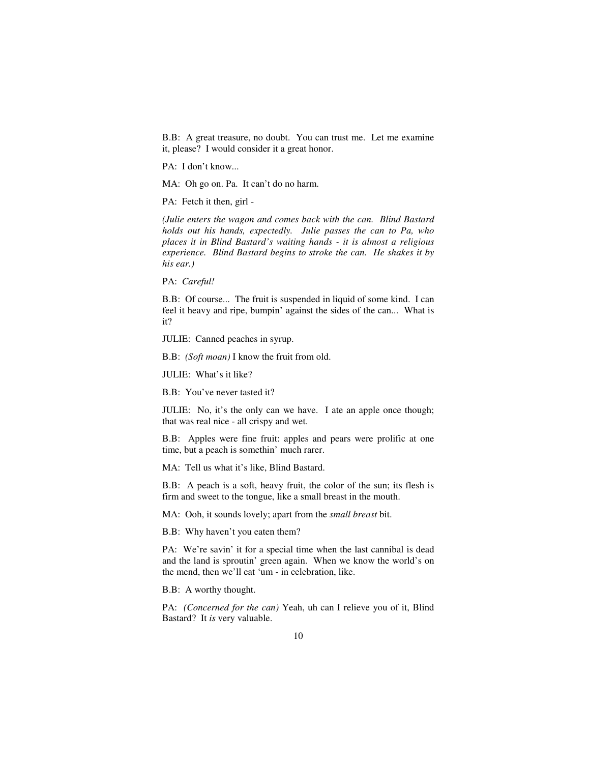B.B: A great treasure, no doubt. You can trust me. Let me examine it, please? I would consider it a great honor.

PA: I don't know...

MA: Oh go on. Pa. It can't do no harm.

PA: Fetch it then, girl -

*(Julie enters the wagon and comes back with the can. Blind Bastard holds out his hands, expectedly. Julie passes the can to Pa, who places it in Blind Bastard's waiting hands - it is almost a religious experience. Blind Bastard begins to stroke the can. He shakes it by his ear.)*

PA: *Careful!*

B.B: Of course... The fruit is suspended in liquid of some kind. I can feel it heavy and ripe, bumpin' against the sides of the can... What is it?

JULIE: Canned peaches in syrup.

B.B: *(Soft moan)* I know the fruit from old.

JULIE: What's it like?

B.B: You've never tasted it?

JULIE: No, it's the only can we have. I ate an apple once though; that was real nice - all crispy and wet.

B.B: Apples were fine fruit: apples and pears were prolific at one time, but a peach is somethin' much rarer.

MA: Tell us what it's like, Blind Bastard.

B.B: A peach is a soft, heavy fruit, the color of the sun; its flesh is firm and sweet to the tongue, like a small breast in the mouth.

MA: Ooh, it sounds lovely; apart from the *small breast* bit.

B.B: Why haven't you eaten them?

PA: We're savin' it for a special time when the last cannibal is dead and the land is sproutin' green again. When we know the world's on the mend, then we'll eat 'um - in celebration, like.

B.B: A worthy thought.

PA: *(Concerned for the can)* Yeah, uh can I relieve you of it, Blind Bastard? It *is* very valuable.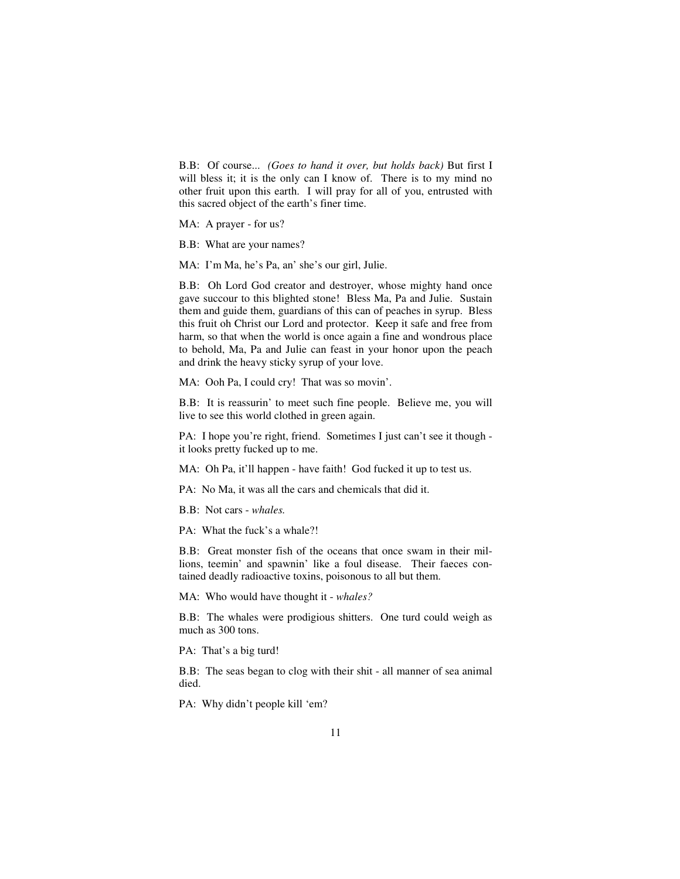B.B: Of course... *(Goes to hand it over, but holds back)* But first I will bless it; it is the only can I know of. There is to my mind no other fruit upon this earth. I will pray for all of you, entrusted with this sacred object of the earth's finer time.

MA: A prayer - for us?

B.B: What are your names?

MA: I'm Ma, he's Pa, an' she's our girl, Julie.

B.B: Oh Lord God creator and destroyer, whose mighty hand once gave succour to this blighted stone! Bless Ma, Pa and Julie. Sustain them and guide them, guardians of this can of peaches in syrup. Bless this fruit oh Christ our Lord and protector. Keep it safe and free from harm, so that when the world is once again a fine and wondrous place to behold, Ma, Pa and Julie can feast in your honor upon the peach and drink the heavy sticky syrup of your love.

MA: Ooh Pa, I could cry! That was so movin'.

B.B: It is reassurin' to meet such fine people. Believe me, you will live to see this world clothed in green again.

PA: I hope you're right, friend. Sometimes I just can't see it though - it looks pretty fucked up to me.

MA: Oh Pa, it'll happen - have faith! God fucked it up to test us.

PA: No Ma, it was all the cars and chemicals that did it.

B.B: Not cars - *whales.*

PA: What the fuck's a whale?!

B.B: Great monster fish of the oceans that once swam in their millions, teemin' and spawnin' like a foul disease. Their faeces contained deadly radioactive toxins, poisonous to all but them.

MA: Who would have thought it - *whales?*

B.B: The whales were prodigious shitters. One turd could weigh as much as 300 tons.

PA: That's a big turd!

B.B: The seas began to clog with their shit - all manner of sea animal died.

PA: Why didn't people kill 'em?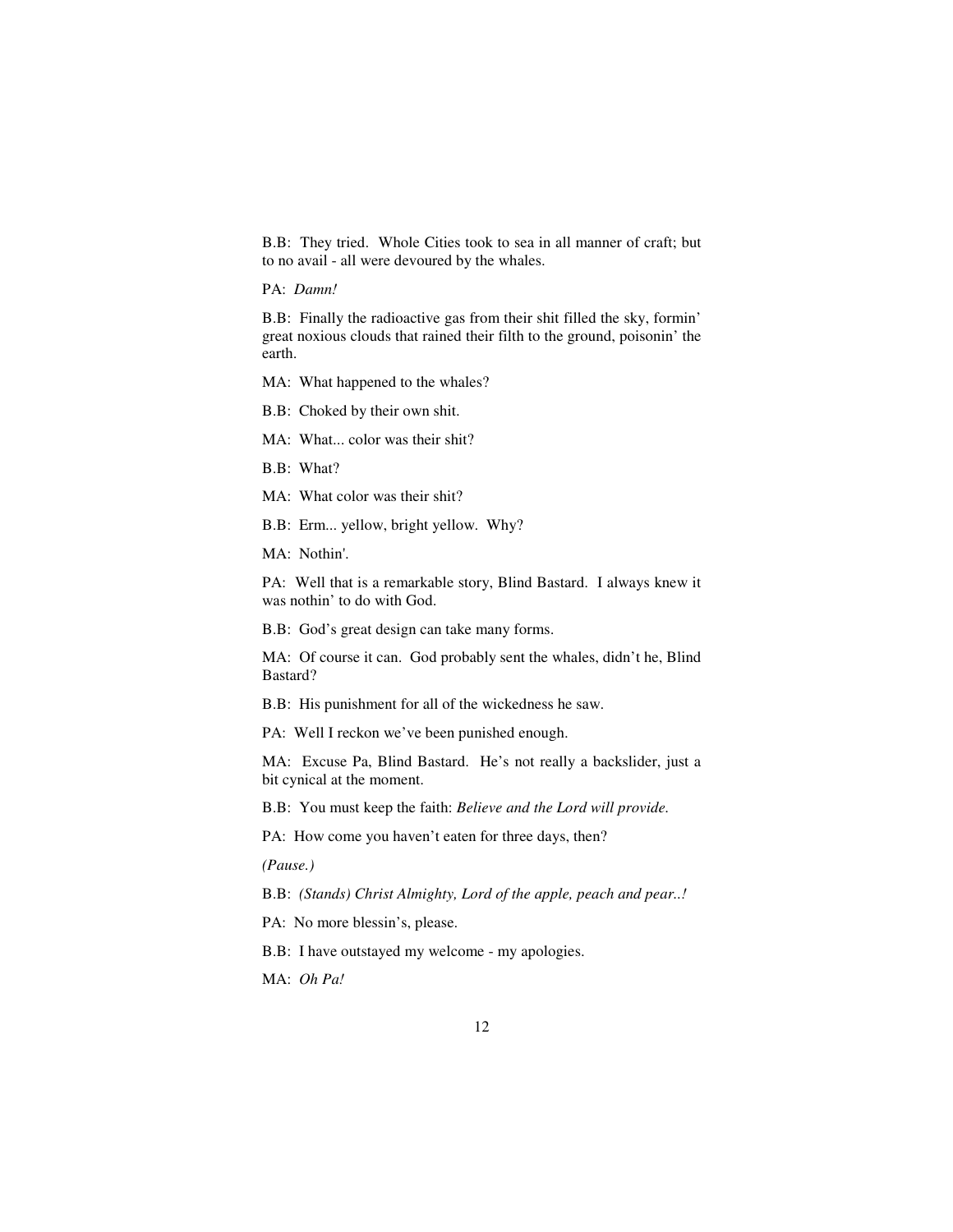B.B: They tried. Whole Cities took to sea in all manner of craft; but to no avail - all were devoured by the whales.

PA: *Damn!*

B.B: Finally the radioactive gas from their shit filled the sky, formin' great noxious clouds that rained their filth to the ground, poisonin' the earth.

MA: What happened to the whales?

B.B: Choked by their own shit.

MA: What... color was their shit?

B.B: What?

MA: What color was their shit?

B.B: Erm... yellow, bright yellow. Why?

MA: Nothin'.

PA: Well that is a remarkable story, Blind Bastard. I always knew it was nothin' to do with God.

B.B: God's great design can take many forms.

MA: Of course it can. God probably sent the whales, didn't he, Blind Bastard?

B.B: His punishment for all of the wickedness he saw.

PA: Well I reckon we've been punished enough.

MA: Excuse Pa, Blind Bastard. He's not really a backslider, just a bit cynical at the moment.

B.B: You must keep the faith: *Believe and the Lord will provide.*

PA: How come you haven't eaten for three days, then?

*(Pause.)*

B.B: *(Stands) Christ Almighty, Lord of the apple, peach and pear..!*

PA: No more blessin's, please.

B.B: I have outstayed my welcome - my apologies.

MA: *Oh Pa!*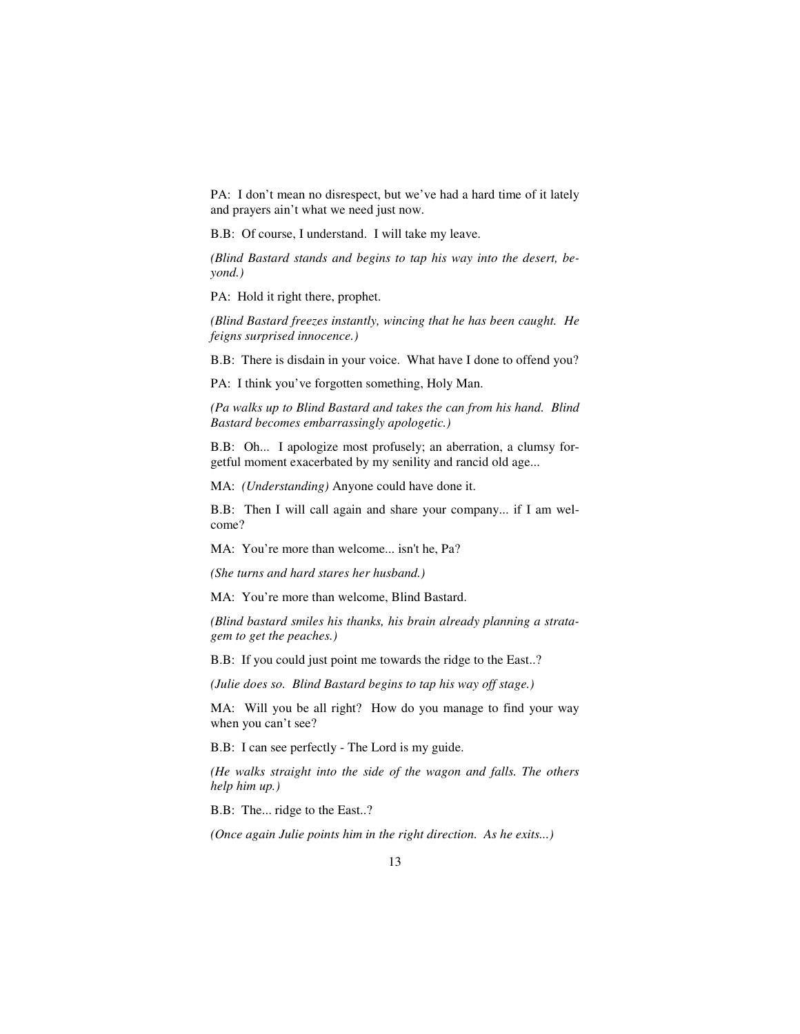PA: I don't mean no disrespect, but we've had a hard time of it lately and prayers ain't what we need just now.

B.B: Of course, I understand. I will take my leave.

*(Blind Bastard stands and begins to tap his way into the desert, beyond.)*

PA: Hold it right there, prophet.

*(Blind Bastard freezes instantly, wincing that he has been caught. He feigns surprised innocence.)*

B.B: There is disdain in your voice. What have I done to offend you?

PA: I think you've forgotten something, Holy Man.

*(Pa walks up to Blind Bastard and takes the can from his hand. Blind Bastard becomes embarrassingly apologetic.)*

B.B: Oh... I apologize most profusely; an aberration, a clumsy forgetful moment exacerbated by my senility and rancid old age...

MA: *(Understanding)* Anyone could have done it.

B.B: Then I will call again and share your company... if I am welcome?

MA: You're more than welcome... isn't he, Pa?

*(She turns and hard stares her husband.)*

MA: You're more than welcome, Blind Bastard.

*(Blind bastard smiles his thanks, his brain already planning a stratagem to get the peaches.)*

B.B: If you could just point me towards the ridge to the East..?

*(Julie does so. Blind Bastard begins to tap his way off stage.)*

MA: Will you be all right? How do you manage to find your way when you can't see?

B.B: I can see perfectly - The Lord is my guide.

*(He walks straight into the side of the wagon and falls. The others help him up.)*

B.B: The... ridge to the East..?

*(Once again Julie points him in the right direction. As he exits...)*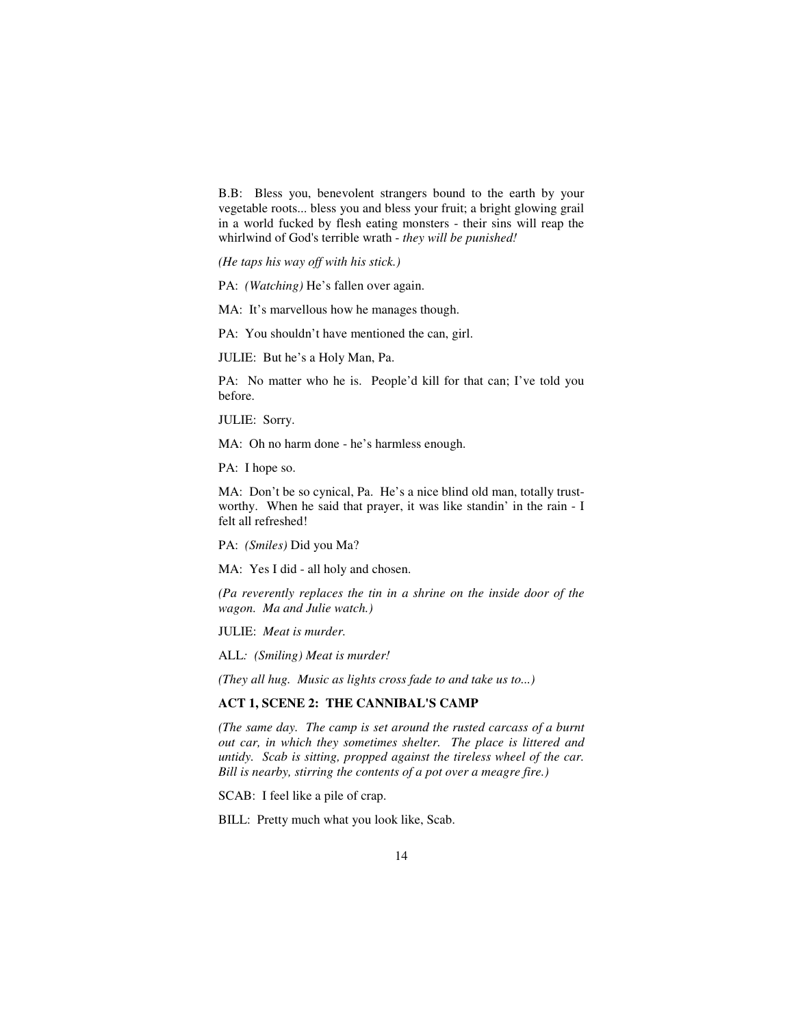B.B: Bless you, benevolent strangers bound to the earth by your vegetable roots... bless you and bless your fruit; a bright glowing grail in a world fucked by flesh eating monsters - their sins will reap the whirlwind of God's terrible wrath - *they will be punished!*

*(He taps his way off with his stick.)*

PA: *(Watching)* He's fallen over again.

MA: It's marvellous how he manages though.

PA: You shouldn't have mentioned the can, girl.

JULIE: But he's a Holy Man, Pa.

PA: No matter who he is. People'd kill for that can; I've told you before.

JULIE: Sorry.

MA: Oh no harm done - he's harmless enough.

PA: I hope so.

MA: Don't be so cynical, Pa. He's a nice blind old man, totally trust-worthy. When he said that prayer, it was like standin' in the rain - I felt all refreshed!

PA: *(Smiles)* Did you Ma?

MA: Yes I did - all holy and chosen.

*(Pa reverently replaces the tin in a shrine on the inside door of the wagon. Ma and Julie watch.)*

JULIE: *Meat is murder.*

ALL*: (Smiling) Meat is murder!*

*(They all hug. Music as lights cross fade to and take us to...)*

**ACT 1, SCENE 2: THE CANNIBAL'S CAMP**

*(The same day. The camp is set around the rusted carcass of a burnt out car, in which they sometimes shelter. The place is littered and untidy. Scab is sitting, propped against the tireless wheel of the car. Bill is nearby, stirring the contents of a pot over a meagre fire.)*

SCAB: I feel like a pile of crap.

BILL: Pretty much what you look like, Scab.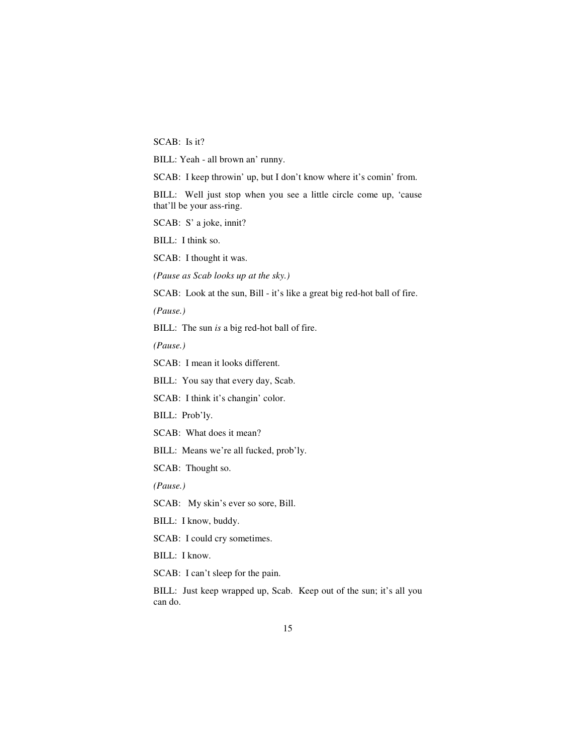SCAB: Is it?

BILL: Yeah - all brown an' runny.

SCAB: I keep throwin' up, but I don't know where it's comin' from.

BILL: Well just stop when you see a little circle come up, 'cause that'll be your ass-ring.

SCAB: S' a joke, innit?

BILL: I think so.

SCAB: I thought it was.

*(Pause as Scab looks up at the sky.)*

SCAB: Look at the sun, Bill - it's like a great big red-hot ball of fire.

*(Pause.)*

BILL: The sun *is* a big red-hot ball of fire.

*(Pause.)*

SCAB: I mean it looks different.

BILL: You say that every day, Scab.

SCAB: I think it's changin' color.

BILL: Prob'ly.

SCAB: What does it mean?

BILL: Means we're all fucked, prob'ly.

SCAB: Thought so.

*(Pause.)*

SCAB: My skin's ever so sore, Bill.

BILL: I know, buddy.

SCAB: I could cry sometimes.

BILL: I know.

SCAB: I can't sleep for the pain.

BILL: Just keep wrapped up, Scab. Keep out of the sun; it's all you can do.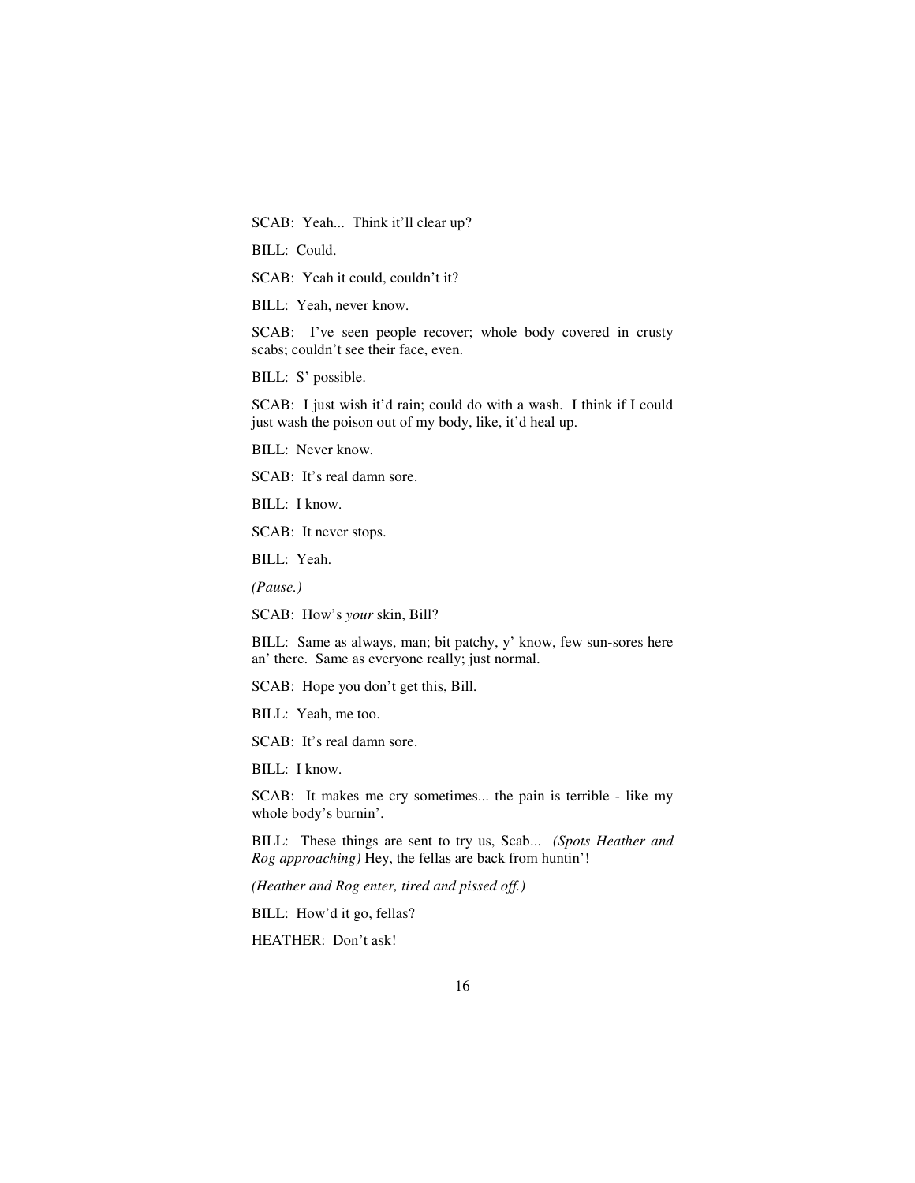SCAB: Yeah... Think it'll clear up?

BILL: Could.

SCAB: Yeah it could, couldn't it?

BILL: Yeah, never know.

SCAB: I've seen people recover; whole body covered in crusty scabs; couldn't see their face, even.

BILL: S' possible.

SCAB: I just wish it'd rain; could do with a wash. I think if I could just wash the poison out of my body, like, it'd heal up.

BILL: Never know.

SCAB: It's real damn sore.

BILL: I know.

SCAB: It never stops.

BILL: Yeah.

*(Pause.)*

SCAB: How's *your* skin, Bill?

BILL: Same as always, man; bit patchy, y' know, few sun-sores here an' there. Same as everyone really; just normal.

SCAB: Hope you don't get this, Bill.

BILL: Yeah, me too.

SCAB: It's real damn sore.

BILL: I know.

SCAB: It makes me cry sometimes... the pain is terrible - like my whole body's burnin'.

BILL: These things are sent to try us, Scab... *(Spots Heather and Rog approaching)* Hey, the fellas are back from huntin'!

*(Heather and Rog enter, tired and pissed off.)*

BILL: How'd it go, fellas?

HEATHER: Don't ask!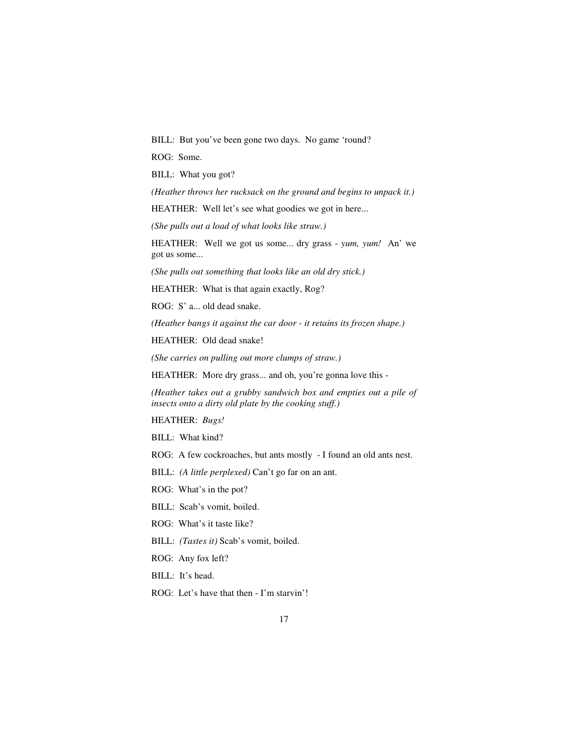BILL: But you've been gone two days. No game 'round?

ROG: Some.

BILL: What you got?

*(Heather throws her rucksack on the ground and begins to unpack it.)*

HEATHER: Well let's see what goodies we got in here...

*(She pulls out a load of what looks like straw.)*

HEATHER: Well we got us some... dry grass - *yum, yum!* An' we got us some...

*(She pulls out something that looks like an old dry stick.)*

HEATHER: What is that again exactly, Rog?

ROG: S' a... old dead snake.

*(Heather bangs it against the car door - it retains its frozen shape.)*

HEATHER: Old dead snake!

*(She carries on pulling out more clumps of straw.)*

HEATHER: More dry grass... and oh, you're gonna love this -

*(Heather takes out a grubby sandwich box and empties out a pile of insects onto a dirty old plate by the cooking stuff.)*

HEATHER: *Bugs!*

BILL: What kind?

ROG: A few cockroaches, but ants mostly - I found an old ants nest.

BILL: *(A little perplexed)* Can't go far on an ant.

ROG: What's in the pot?

BILL: Scab's vomit, boiled.

ROG: What's it taste like?

BILL: *(Tastes it)* Scab's vomit, boiled.

ROG: Any fox left?

BILL: It's head.

ROG: Let's have that then - I'm starvin'!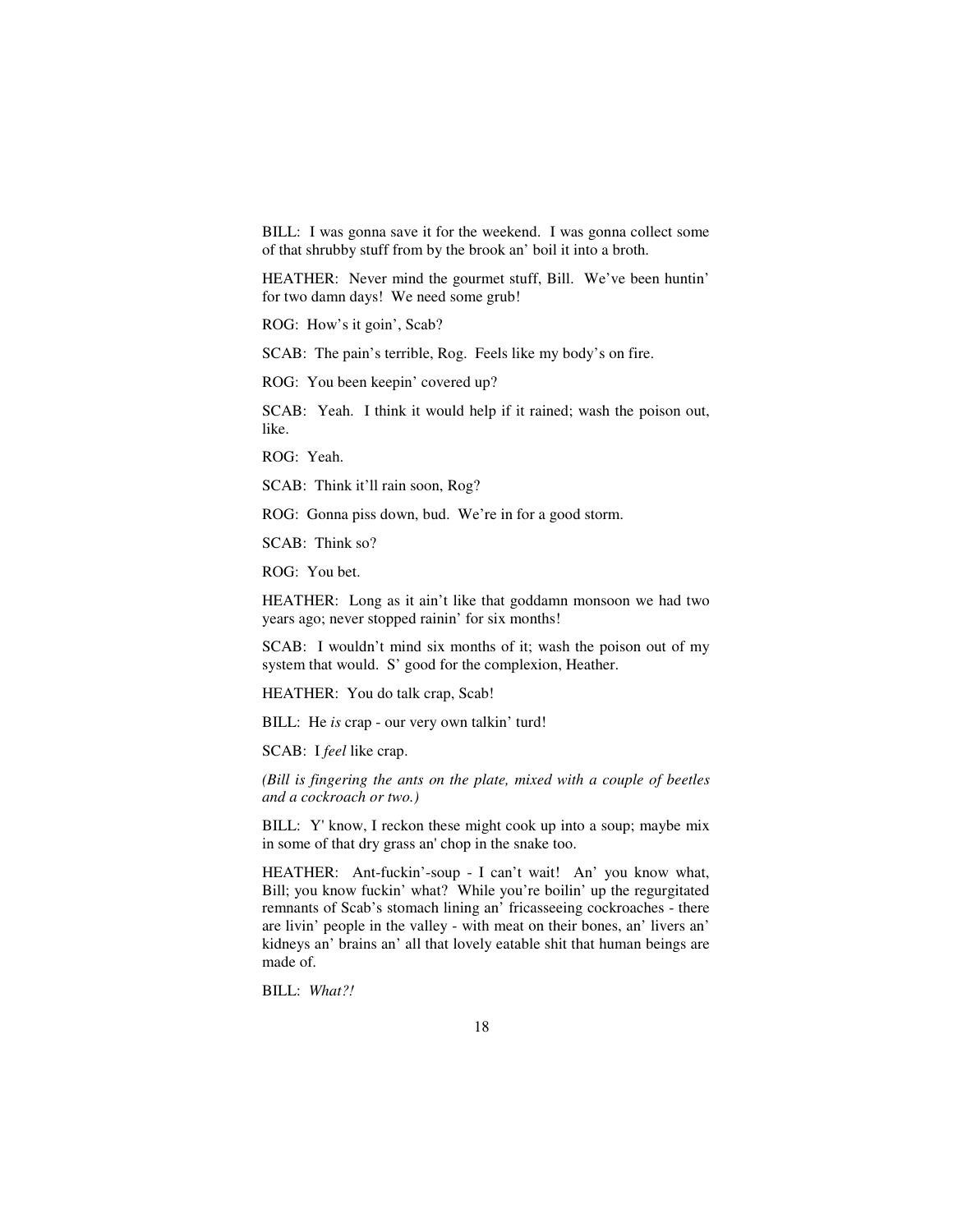BILL: I was gonna save it for the weekend. I was gonna collect some of that shrubby stuff from by the brook an' boil it into a broth.

HEATHER: Never mind the gourmet stuff, Bill. We've been huntin' for two damn days! We need some grub!

ROG: How's it goin', Scab?

SCAB: The pain's terrible, Rog. Feels like my body's on fire.

ROG: You been keepin' covered up?

SCAB: Yeah. I think it would help if it rained; wash the poison out, like.

ROG: Yeah.

SCAB: Think it'll rain soon, Rog?

ROG: Gonna piss down, bud. We're in for a good storm.

SCAB: Think so?

ROG: You bet.

HEATHER: Long as it ain't like that goddamn monsoon we had two years ago; never stopped rainin' for six months!

SCAB: I wouldn't mind six months of it; wash the poison out of my system that would. S' good for the complexion, Heather.

HEATHER: You do talk crap, Scab!

BILL: He *is* crap - our very own talkin' turd!

SCAB: I *feel* like crap.

*(Bill is fingering the ants on the plate, mixed with a couple of beetles and a cockroach or two.)*

BILL: Y' know, I reckon these might cook up into a soup; maybe mix in some of that dry grass an' chop in the snake too.

HEATHER: Ant-fuckin'-soup - I can't wait! An' you know what, Bill; you know fuckin' what? While you're boilin' up the regurgitated remnants of Scab's stomach lining an' fricasseeing cockroaches - there are livin' people in the valley - with meat on their bones, an' livers an' kidneys an' brains an' all that lovely eatable shit that human beings are made of.

BILL: *What?!*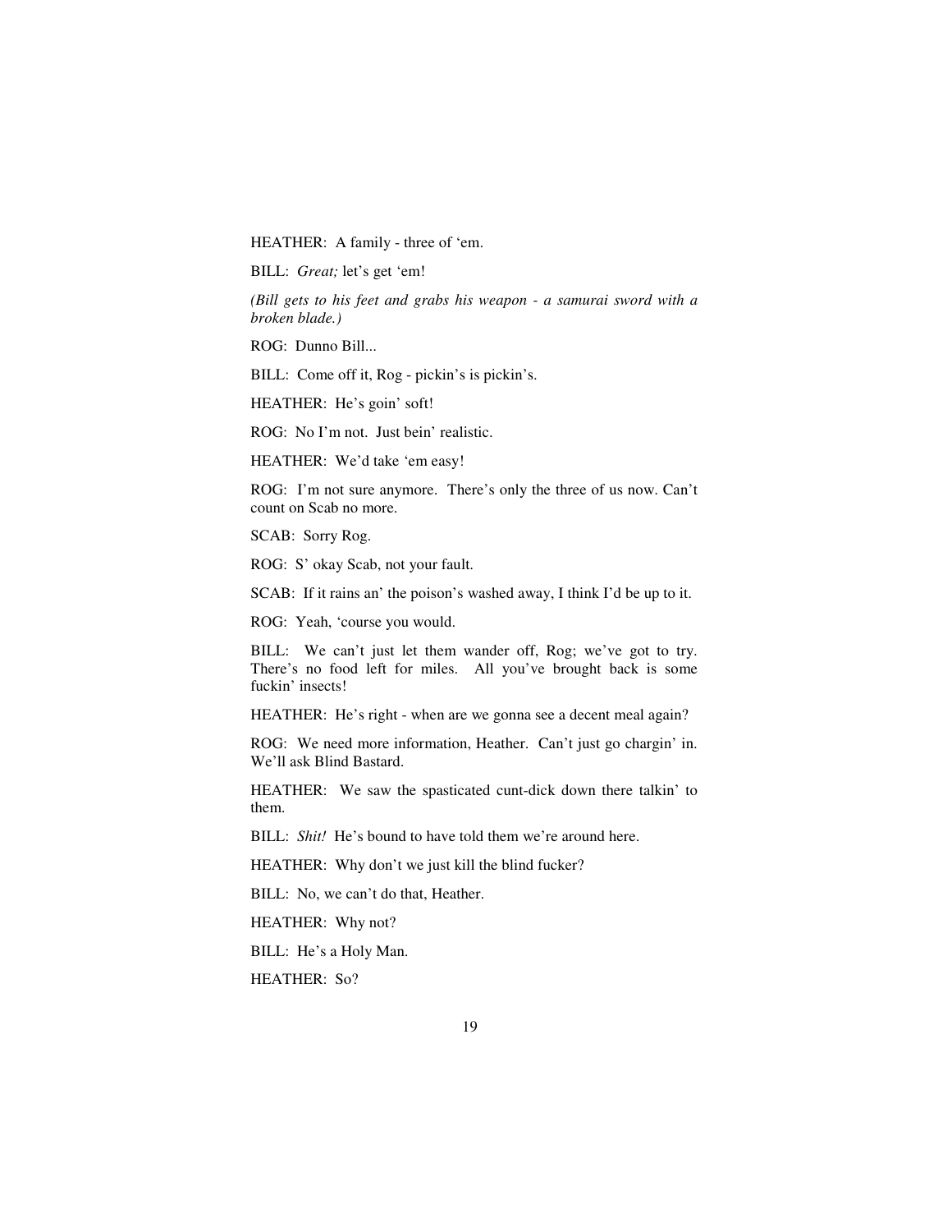HEATHER: A family - three of 'em.

BILL: *Great;* let's get 'em!

*(Bill gets to his feet and grabs his weapon - a samurai sword with a broken blade.)*

ROG: Dunno Bill...

BILL: Come off it, Rog - pickin's is pickin's.

HEATHER: He's goin' soft!

ROG: No I'm not. Just bein' realistic.

HEATHER: We'd take 'em easy!

ROG: I'm not sure anymore. There's only the three of us now. Can't count on Scab no more.

SCAB: Sorry Rog.

ROG: S' okay Scab, not your fault.

SCAB: If it rains an' the poison's washed away, I think I'd be up to it.

ROG: Yeah, 'course you would.

BILL: We can't just let them wander off, Rog; we've got to try. There's no food left for miles. All you've brought back is some fuckin' insects!

HEATHER: He's right - when are we gonna see a decent meal again?

ROG: We need more information, Heather. Can't just go chargin' in. We'll ask Blind Bastard.

HEATHER: We saw the spasticated cunt-dick down there talkin' to them.

BILL: *Shit!* He's bound to have told them we're around here.

HEATHER: Why don't we just kill the blind fucker?

BILL: No, we can't do that, Heather.

HEATHER: Why not?

BILL: He's a Holy Man.

HEATHER: So?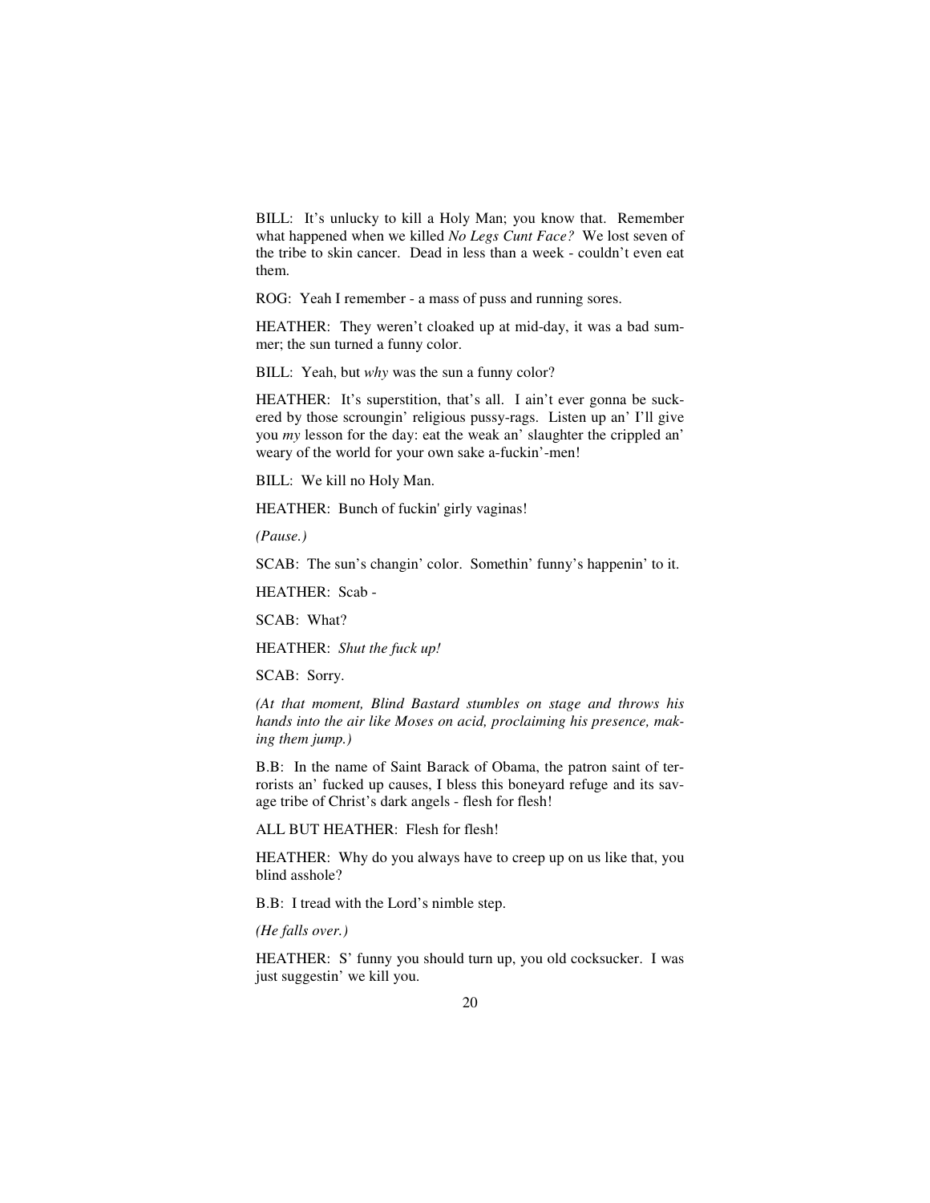BILL: It's unlucky to kill a Holy Man; you know that. Remember what happened when we killed *No Legs Cunt Face?* We lost seven of the tribe to skin cancer. Dead in less than a week - couldn't even eat them.

ROG: Yeah I remember - a mass of puss and running sores.

HEATHER: They weren't cloaked up at mid-day, it was a bad summer; the sun turned a funny color.

BILL: Yeah, but *why* was the sun a funny color?

HEATHER: It's superstition, that's all. I ain't ever gonna be suckered by those scroungin' religious pussy-rags. Listen up an' I'll give you *my* lesson for the day: eat the weak an' slaughter the crippled an' weary of the world for your own sake a-fuckin'-men!

BILL: We kill no Holy Man.

HEATHER: Bunch of fuckin' girly vaginas!

*(Pause.)*

SCAB: The sun's changin' color. Somethin' funny's happenin' to it.

HEATHER: Scab -

SCAB: What?

HEATHER: *Shut the fuck up!*

SCAB: Sorry.

*(At that moment, Blind Bastard stumbles on stage and throws his hands into the air like Moses on acid, proclaiming his presence, making them jump.)*

B.B: In the name of Saint Barack of Obama, the patron saint of terrorists an' fucked up causes, I bless this boneyard refuge and its savage tribe of Christ's dark angels - flesh for flesh!

ALL BUT HEATHER: Flesh for flesh!

HEATHER: Why do you always have to creep up on us like that, you blind asshole?

B.B: I tread with the Lord's nimble step.

*(He falls over.)*

HEATHER: S' funny you should turn up, you old cocksucker. I was just suggestin' we kill you.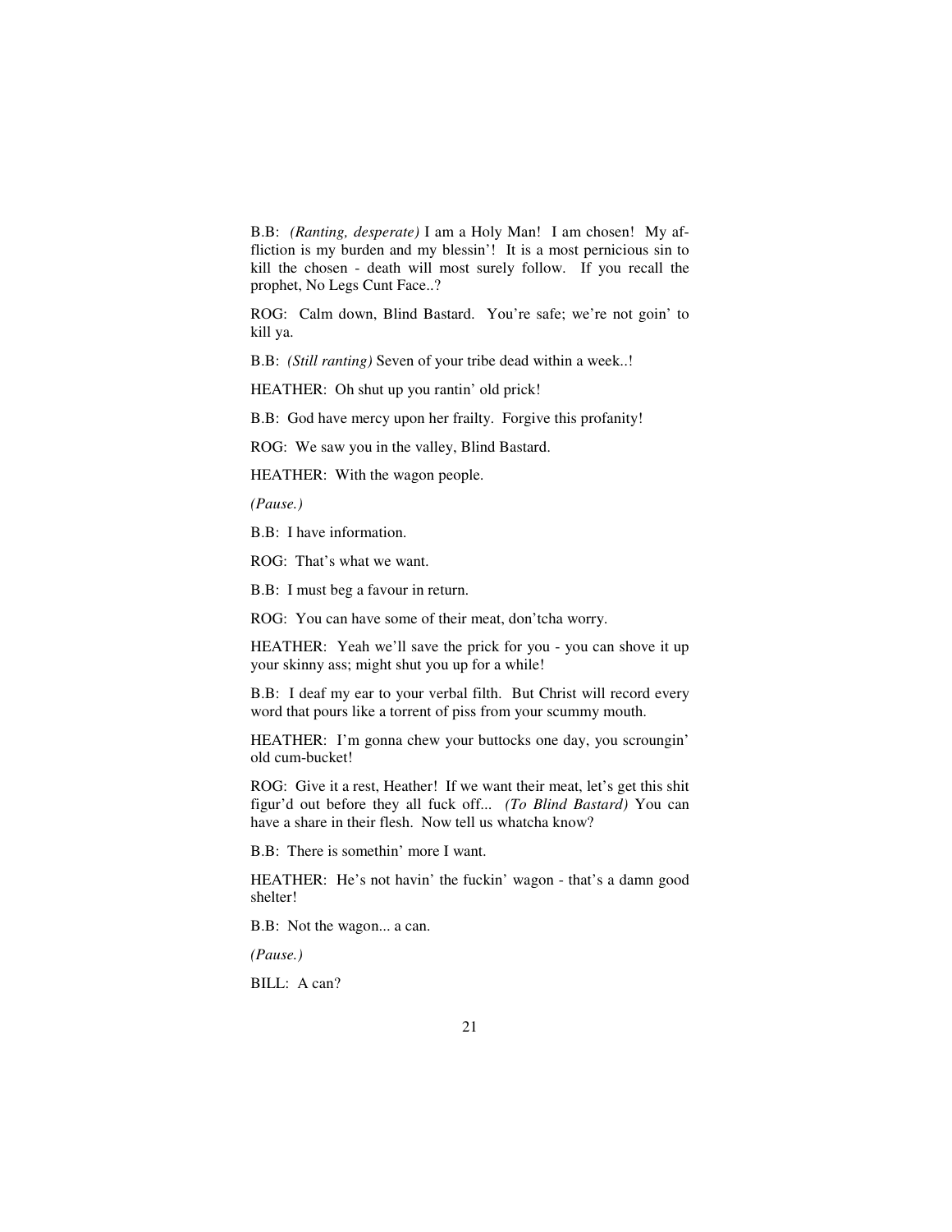B.B: *(Ranting, desperate)* I am a Holy Man! I am chosen! My affliction is my burden and my blessin'! It is a most pernicious sin to kill the chosen - death will most surely follow. If you recall the prophet, No Legs Cunt Face..?

ROG: Calm down, Blind Bastard. You're safe; we're not goin' to kill ya.

B.B: *(Still ranting)* Seven of your tribe dead within a week..!

HEATHER: Oh shut up you rantin' old prick!

B.B: God have mercy upon her frailty. Forgive this profanity!

ROG: We saw you in the valley, Blind Bastard.

HEATHER: With the wagon people.

*(Pause.)*

B.B: I have information.

ROG: That's what we want.

B.B: I must beg a favour in return.

ROG: You can have some of their meat, don'tcha worry.

HEATHER: Yeah we'll save the prick for you - you can shove it up your skinny ass; might shut you up for a while!

B.B: I deaf my ear to your verbal filth. But Christ will record every word that pours like a torrent of piss from your scummy mouth.

HEATHER: I'm gonna chew your buttocks one day, you scroungin' old cum-bucket!

ROG: Give it a rest, Heather! If we want their meat, let's get this shit figur'd out before they all fuck off... *(To Blind Bastard)* You can have a share in their flesh. Now tell us whatcha know?

B.B: There is somethin' more I want.

HEATHER: He's not havin' the fuckin' wagon - that's a damn good shelter!

B.B: Not the wagon... a can.

*(Pause.)*

BILL: A can?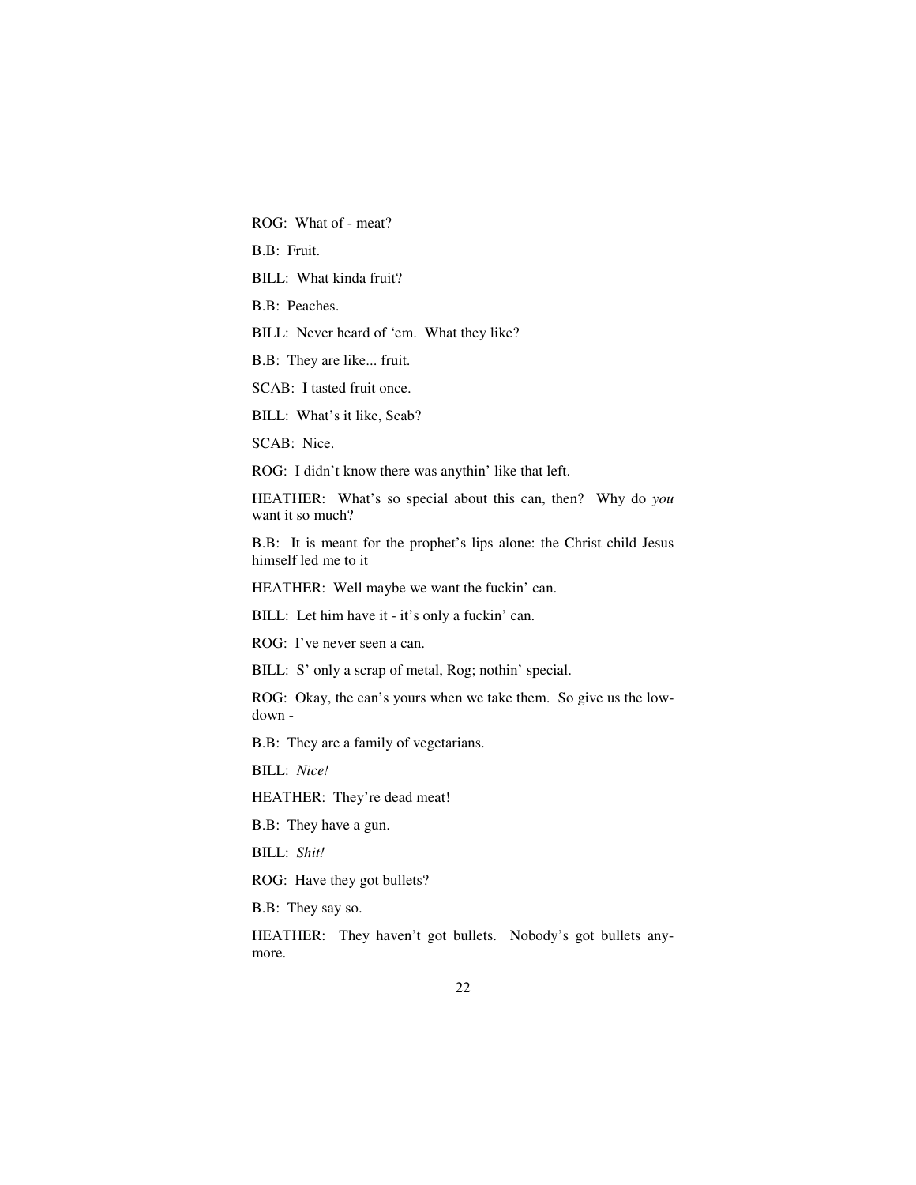ROG: What of - meat?

B.B: Fruit.

BILL: What kinda fruit?

B.B: Peaches.

BILL: Never heard of 'em. What they like?

B.B: They are like... fruit.

SCAB: I tasted fruit once.

BILL: What's it like, Scab?

SCAB: Nice.

ROG: I didn't know there was anythin' like that left.

HEATHER: What's so special about this can, then? Why do *you* want it so much?

B.B: It is meant for the prophet's lips alone: the Christ child Jesus himself led me to it

HEATHER: Well maybe we want the fuckin' can.

BILL: Let him have it - it's only a fuckin' can.

ROG: I've never seen a can.

BILL: S' only a scrap of metal, Rog; nothin' special.

ROG: Okay, the can's yours when we take them. So give us the low-down -

B.B: They are a family of vegetarians.

BILL: *Nice!*

HEATHER: They're dead meat!

B.B: They have a gun.

BILL: *Shit!*

ROG: Have they got bullets?

B.B: They say so.

HEATHER: They haven't got bullets. Nobody's got bullets any-more.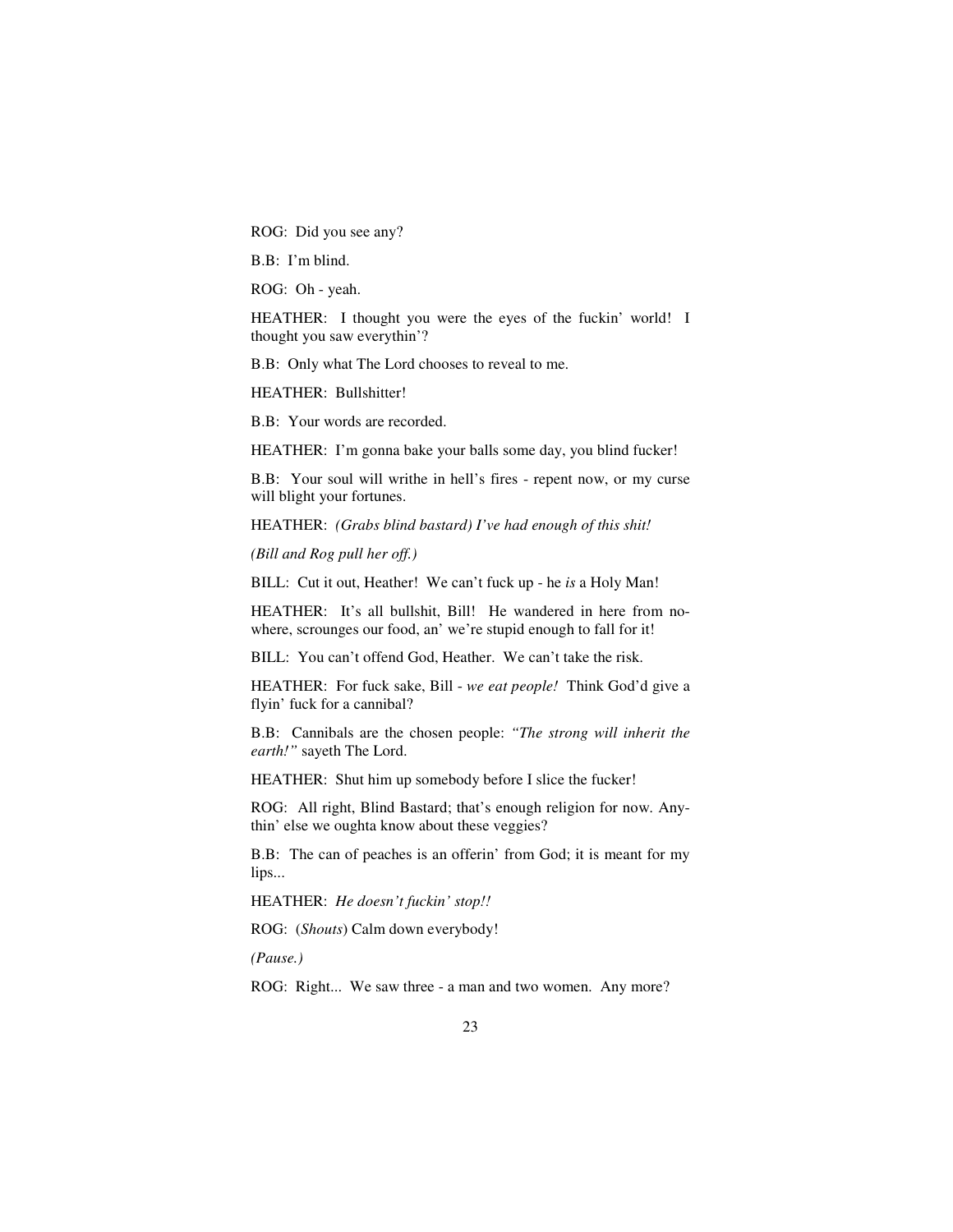ROG: Did you see any?

B.B: I'm blind.

ROG: Oh - yeah.

HEATHER: I thought you were the eyes of the fuckin' world! I thought you saw everythin'?

B.B: Only what The Lord chooses to reveal to me.

HEATHER: Bullshitter!

B.B: Your words are recorded.

HEATHER: I'm gonna bake your balls some day, you blind fucker!

B.B: Your soul will writhe in hell's fires - repent now, or my curse will blight your fortunes.

HEATHER: *(Grabs blind bastard) I've had enough of this shit!*

*(Bill and Rog pull her off.)*

BILL: Cut it out, Heather! We can't fuck up - he *is* a Holy Man!

HEATHER: It's all bullshit, Bill! He wandered in here from no-where, scrounges our food, an' we're stupid enough to fall for it!

BILL: You can't offend God, Heather. We can't take the risk.

HEATHER: For fuck sake, Bill - *we eat people!* Think God'd give a flyin' fuck for a cannibal?

B.B: Cannibals are the chosen people: *"The strong will inherit the earth!"* sayeth The Lord.

HEATHER: Shut him up somebody before I slice the fucker!

ROG: All right, Blind Bastard; that's enough religion for now. Any-thin' else we oughta know about these veggies?

B.B: The can of peaches is an offerin' from God; it is meant for my lips...

HEATHER: *He doesn't fuckin' stop!!*

ROG: (*Shouts*) Calm down everybody!

*(Pause.)*

ROG: Right... We saw three - a man and two women. Any more?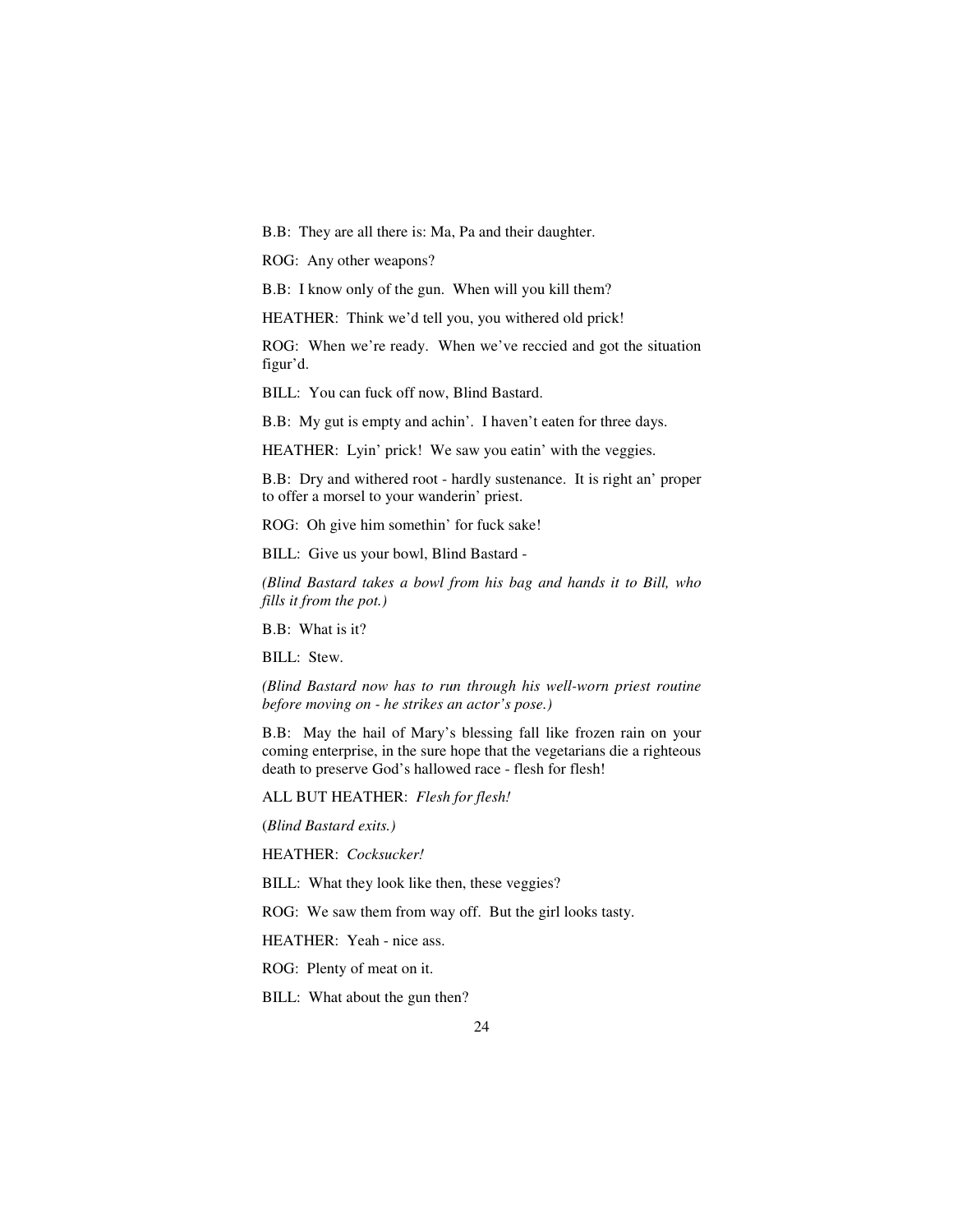B.B: They are all there is: Ma, Pa and their daughter.

ROG: Any other weapons?

B.B: I know only of the gun. When will you kill them?

HEATHER: Think we'd tell you, you withered old prick!

ROG: When we're ready. When we've reccied and got the situation figur'd.

BILL: You can fuck off now, Blind Bastard.

B.B: My gut is empty and achin'. I haven't eaten for three days.

HEATHER: Lyin' prick! We saw you eatin' with the veggies.

B.B: Dry and withered root - hardly sustenance. It is right an' proper to offer a morsel to your wanderin' priest.

ROG: Oh give him somethin' for fuck sake!

BILL: Give us your bowl, Blind Bastard -

*(Blind Bastard takes a bowl from his bag and hands it to Bill, who fills it from the pot.)*

B.B: What is it?

BILL: Stew.

*(Blind Bastard now has to run through his well-worn priest routine before moving on - he strikes an actor's pose.)*

B.B: May the hail of Mary's blessing fall like frozen rain on your coming enterprise, in the sure hope that the vegetarians die a righteous death to preserve God's hallowed race - flesh for flesh!

ALL BUT HEATHER: *Flesh for flesh!*

(*Blind Bastard exits.)*

HEATHER: *Cocksucker!*

BILL: What they look like then, these veggies?

ROG: We saw them from way off. But the girl looks tasty.

HEATHER: Yeah - nice ass.

ROG: Plenty of meat on it.

BILL: What about the gun then?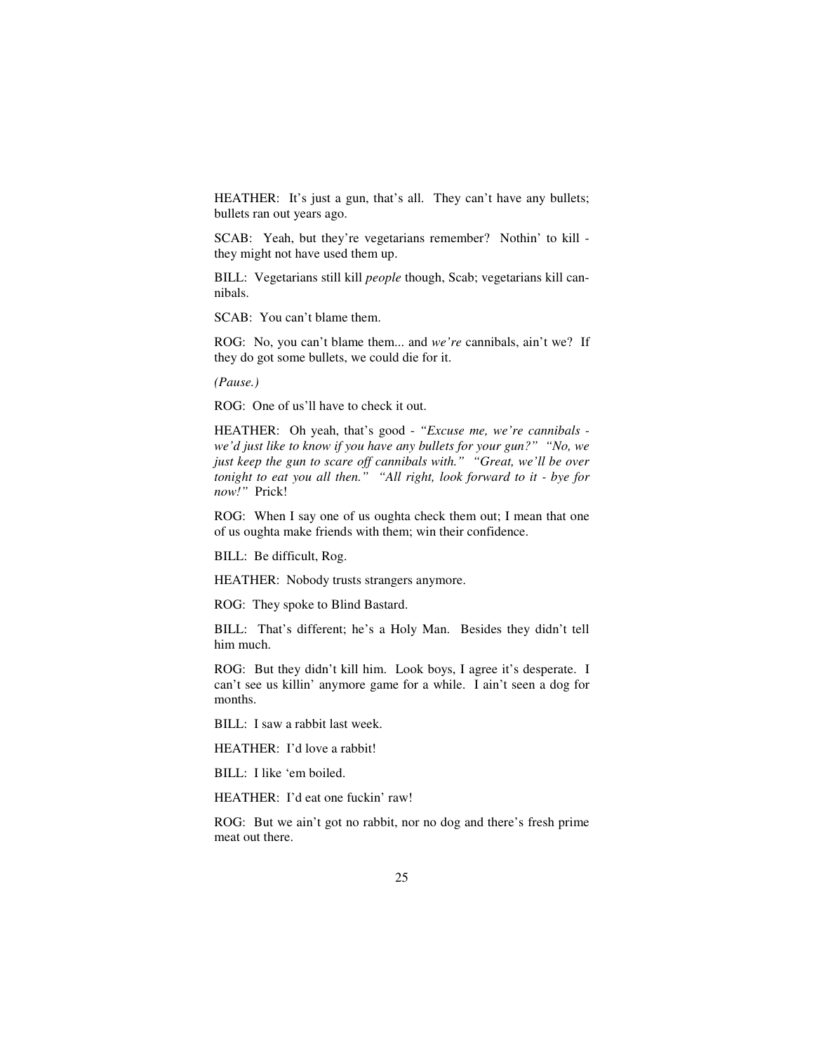HEATHER: It's just a gun, that's all. They can't have any bullets; bullets ran out years ago.

SCAB: Yeah, but they're vegetarians remember? Nothin' to kill - they might not have used them up.

BILL: Vegetarians still kill *people* though, Scab; vegetarians kill cannibals.

SCAB: You can't blame them.

ROG: No, you can't blame them... and *we're* cannibals, ain't we? If they do got some bullets, we could die for it.

*(Pause.)*

ROG: One of us'll have to check it out.

HEATHER: Oh yeah, that's good - *"Excuse me, we're cannibals - we'd just like to know if you have any bullets for your gun?" "No, we just keep the gun to scare off cannibals with." "Great, we'll be over tonight to eat you all then." "All right, look forward to it - bye for now!"* Prick!

ROG: When I say one of us oughta check them out; I mean that one of us oughta make friends with them; win their confidence.

BILL: Be difficult, Rog.

HEATHER: Nobody trusts strangers anymore.

ROG: They spoke to Blind Bastard.

BILL: That's different; he's a Holy Man. Besides they didn't tell him much.

ROG: But they didn't kill him. Look boys, I agree it's desperate. I can't see us killin' anymore game for a while. I ain't seen a dog for months.

BILL: I saw a rabbit last week.

HEATHER: I'd love a rabbit!

BILL: I like 'em boiled.

HEATHER: I'd eat one fuckin' raw!

ROG: But we ain't got no rabbit, nor no dog and there's fresh prime meat out there.